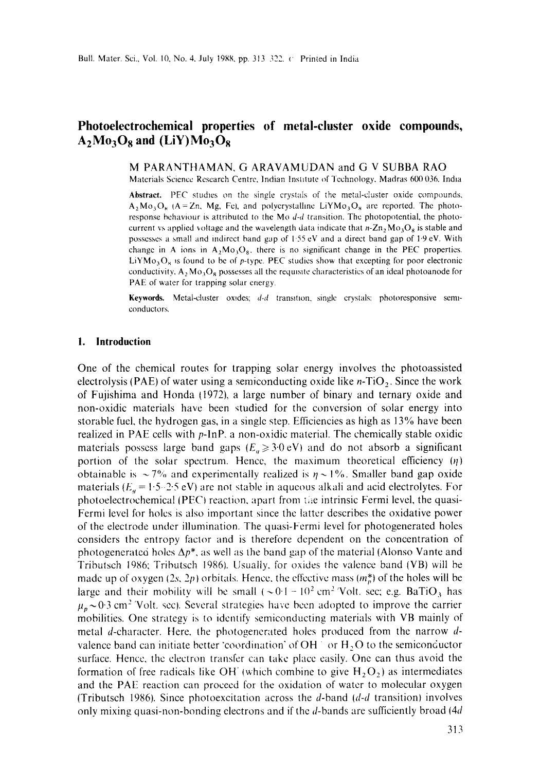# Photoelectrochemical properties of metal-cluster oxide compounds, $A_2Mo_3O_8$ and $(LiY)Mo_3O_8$

M PARANTHAMAN, G ARAVAMUDAN and G V SUBBA RAO

Materials Science Research Centre, Indian Institute of Technology, Madras 600 036, India

**Abstract.** PEC studies on the single crystals of the metal-cluster oxide compounds, $A_2Mo_3O_8$ (A = Zn, Mg, Fe), and polycrystalline $LiYMo_3O_8$ are reported. The photoresponse behaviour is attributed to the Mo *d-d* transition. The photopotential, the photocurrent vs applied voltage and the wavelength data indicate that $n$-$Zn_2Mo_3O_8$ is stable and possesses a small and indirect band gap of 1·55 eV and a direct band gap of 1·9 eV. With change in A ions in $A_2Mo_3O_8$, there is no significant change in the PEC properties. $LiYMo_3O_8$ is found to be of *p*-type. PEC studies show that excepting for poor electronic conductivity, $A_2Mo_3O_8$ possesses all the requisite characteristics of an ideal photoanode for PAE of water for trapping solar energy.

**Keywords.** Metal-cluster oxides; *d-d* transition, single crystals; photoresponsive semiconductors.

## 1. Introduction

One of the chemical routes for trapping solar energy involves the photoassisted electrolysis (PAE) of water using a semiconducting oxide like $n$-$TiO_2$. Since the work of Fujishima and Honda (1972), a large number of binary and ternary oxide and non-oxidic materials have been studied for the conversion of solar energy into storable fuel, the hydrogen gas, in a single step. Efficiencies as high as 13% have been realized in PAE cells with *p*-InP, a non-oxidic material. The chemically stable oxidic materials possess large band gaps ($E_g \geq 3{\cdot}0$ eV) and do not absorb a significant portion of the solar spectrum. Hence, the maximum theoretical efficiency ($\eta$) obtainable is $\sim 7\%$ and experimentally realized is $\eta \sim 1\%$. Smaller band gap oxide materials ($E_g = 1{\cdot}5$–$2{\cdot}5$ eV) are not stable in aqueous alkali and acid electrolytes. For photoelectrochemical (PEC) reaction, apart from the intrinsic Fermi level, the quasi-Fermi level for holes is also important since the latter describes the oxidative power of the electrode under illumination. The quasi-Fermi level for photogenerated holes considers the entropy factor and is therefore dependent on the concentration of photogenerated holes $\Delta p^*$, as well as the band gap of the material (Alonso Vante and Tributsch 1986; Tributsch 1986). Usually, for oxides the valence band (VB) will be made up of oxygen (2*s*, 2*p*) orbitals. Hence, the effective mass ($m_p^*$) of the holes will be large and their mobility will be small ($\sim 0{\cdot}1$ – $10^2$ cm$^2$/Volt. sec; e.g. $BaTiO_3$ has $\mu_p \sim 0{\cdot}3$ cm$^2$/Volt. sec). Several strategies have been adopted to improve the carrier mobilities. One strategy is to identify semiconducting materials with VB mainly of metal *d*-character. Here, the photogenerated holes produced from the narrow *d*-valence band can initiate better 'coordination' of $OH^-$ or $H_2O$ to the semiconductor surface. Hence, the electron transfer can take place easily. One can thus avoid the formation of free radicals like $OH^{\cdot}$ (which combine to give $H_2O_2$) as intermediates and the PAE reaction can proceed for the oxidation of water to molecular oxygen (Tributsch 1986). Since photoexcitation across the *d*-band (*d-d* transition) involves only mixing quasi-non-bonding electrons and if the *d*-bands are sufficiently broad (4*d*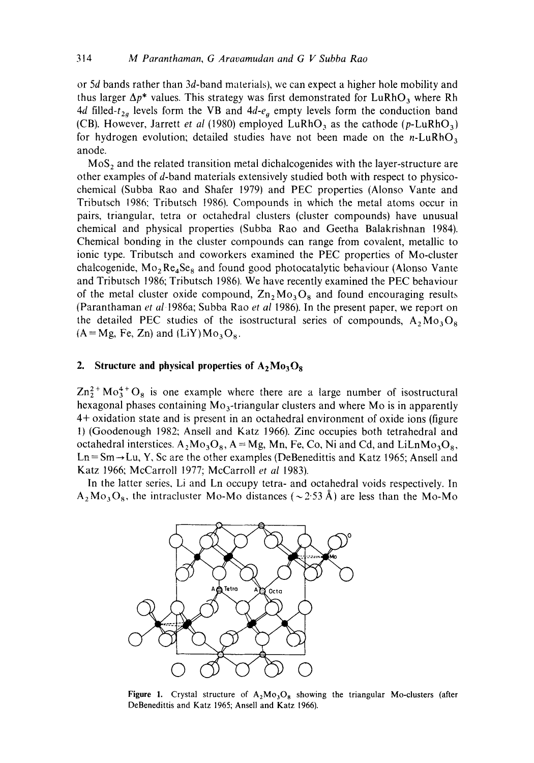or 5*d* bands rather than 3*d*-band materials), we can expect a higher hole mobility and thus larger $\Delta p^*$ values. This strategy was first demonstrated for $LuRhO_3$ where Rh 4*d* filled-$t_{2g}$ levels form the VB and 4*d*-$e_g$ empty levels form the conduction band (CB). However, Jarrett *et al* (1980) employed $LuRhO_3$ as the cathode (*p*-$LuRhO_3$) for hydrogen evolution; detailed studies have not been made on the *n*-$LuRhO_3$ anode.

$MoS_2$ and the related transition metal dichalcogenides with the layer-structure are other examples of *d*-band materials extensively studied both with respect to physico-chemical (Subba Rao and Shafer 1979) and PEC properties (Alonso Vante and Tributsch 1986; Tributsch 1986). Compounds in which the metal atoms occur in pairs, triangular, tetra or octahedral clusters (cluster compounds) have unusual chemical and physical properties (Subba Rao and Geetha Balakrishnan 1984). Chemical bonding in the cluster compounds can range from covalent, metallic to ionic type. Tributsch and coworkers examined the PEC properties of Mo-cluster chalcogenide, $Mo_2Re_4Se_8$ and found good photocatalytic behaviour (Alonso Vante and Tributsch 1986; Tributsch 1986). We have recently examined the PEC behaviour of the metal cluster oxide compound, $Zn_2Mo_3O_8$ and found encouraging results (Paranthaman *et al* 1986a; Subba Rao *et al* 1986). In the present paper, we report on the detailed PEC studies of the isostructural series of compounds, $A_2Mo_3O_8$ (A = Mg, Fe, Zn) and $(LiY)Mo_3O_8$.

## 2. Structure and physical properties of $A_2Mo_3O_8$

$Zn_2^{2+}Mo_3^{4+}O_8$ is one example where there are a large number of isostructural hexagonal phases containing $Mo_3$-triangular clusters and where Mo is in apparently 4+ oxidation state and is present in an octahedral environment of oxide ions (figure 1) (Goodenough 1982; Ansell and Katz 1966). Zinc occupies both tetrahedral and octahedral interstices. $A_2Mo_3O_8$, A = Mg, Mn, Fe, Co, Ni and Cd, and $LiLnMo_3O_8$, Ln = Sm→Lu, Y, Sc are the other examples (DeBenedittis and Katz 1965; Ansell and Katz 1966; McCarroll 1977; McCarroll *et al* 1983).

In the latter series, Li and Ln occupy tetra- and octahedral voids respectively. In $A_2Mo_3O_8$, the intracluster Mo-Mo distances (~2·53 Å) are less than the Mo-Mo

**Figure 1.** Crystal structure of $A_2Mo_3O_8$ showing the triangular Mo-clusters (after DeBenedittis and Katz 1965; Ansell and Katz 1966).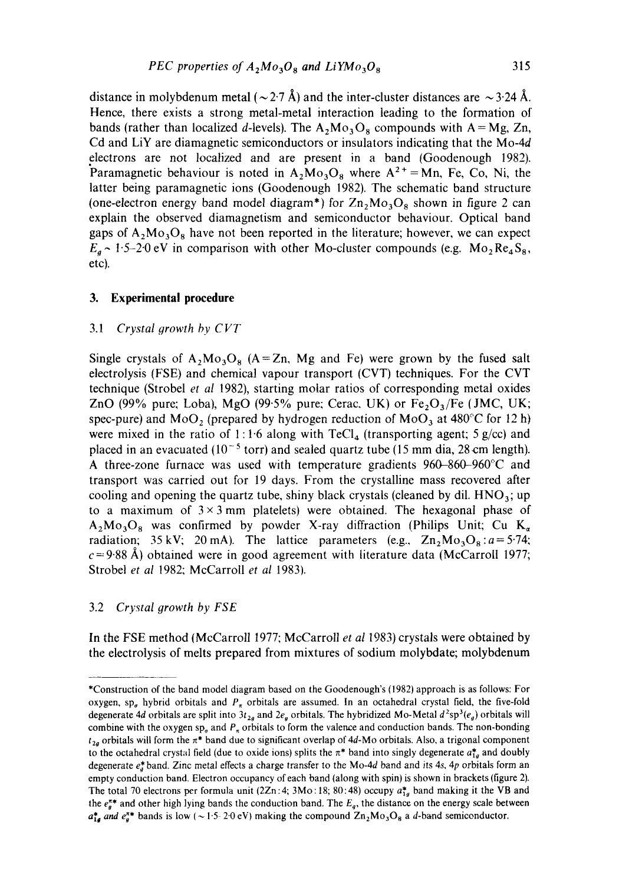distance in molybdenum metal ($\sim 2{\cdot}7$ Å) and the inter-cluster distances are $\sim 3{\cdot}24$ Å. Hence, there exists a strong metal-metal interaction leading to the formation of bands (rather than localized *d*-levels). The $A_2Mo_3O_8$ compounds with A = Mg, Zn, Cd and LiY are diamagnetic semiconductors or insulators indicating that the Mo-4*d* electrons are not localized and are present in a band (Goodenough 1982). Paramagnetic behaviour is noted in $A_2Mo_3O_8$ where $A^{2+}$ = Mn, Fe, Co, Ni, the latter being paramagnetic ions (Goodenough 1982). The schematic band structure (one-electron energy band model diagram*) for $Zn_2Mo_3O_8$ shown in figure 2 can explain the observed diamagnetism and semiconductor behaviour. Optical band gaps of $A_2Mo_3O_8$ have not been reported in the literature; however, we can expect $E_g \sim 1{\cdot}5$–$2{\cdot}0$ eV in comparison with other Mo-cluster compounds (e.g. $Mo_2Re_4S_8$, etc).

## 3. Experimental procedure

### 3.1 *Crystal growth by CVT*

Single crystals of $A_2Mo_3O_8$ (A = Zn, Mg and Fe) were grown by the fused salt electrolysis (FSE) and chemical vapour transport (CVT) techniques. For the CVT technique (Strobel *et al* 1982), starting molar ratios of corresponding metal oxides ZnO (99% pure; Loba), MgO (99·5% pure; Cerac, UK) or $Fe_2O_3$/Fe (JMC, UK; spec-pure) and $MoO_2$ (prepared by hydrogen reduction of $MoO_3$ at 480°C for 12 h) were mixed in the ratio of 1 : 1·6 along with $TeCl_4$ (transporting agent; 5 g/cc) and placed in an evacuated ($10^{-5}$ torr) and sealed quartz tube (15 mm dia, 28 cm length). A three-zone furnace was used with temperature gradients 960–860–960°C and transport was carried out for 19 days. From the crystalline mass recovered after cooling and opening the quartz tube, shiny black crystals (cleaned by dil. $HNO_3$; up to a maximum of 3 × 3 mm platelets) were obtained. The hexagonal phase of $A_2Mo_3O_8$ was confirmed by powder X-ray diffraction (Philips Unit; Cu $K_\alpha$ radiation; 35 kV; 20 mA). The lattice parameters (e.g., $Zn_2Mo_3O_8$ : $a = 5{\cdot}74$; $c = 9{\cdot}88$ Å) obtained were in good agreement with literature data (McCarroll 1977; Strobel *et al* 1982; McCarroll *et al* 1983).

### 3.2 *Crystal growth by FSE*

In the FSE method (McCarroll 1977; McCarroll *et al* 1983) crystals were obtained by the electrolysis of melts prepared from mixtures of sodium molybdate; molybdenum

---

*Construction of the band model diagram based on the Goodenough's (1982) approach is as follows: For oxygen, $sp_\sigma$ hybrid orbitals and $P_\pi$ orbitals are assumed. In an octahedral crystal field, the five-fold degenerate 4*d* orbitals are split into $3t_{2g}$ and $2e_g$ orbitals. The hybridized Mo-Metal $d^2sp^3(e_g)$ orbitals will combine with the oxygen $sp_\sigma$ and $P_\pi$ orbitals to form the valence and conduction bands. The non-bonding $t_{2g}$ orbitals will form the $\pi^*$ band due to significant overlap of 4*d*-Mo orbitals. Also, a trigonal component to the octahedral crystal field (due to oxide ions) splits the $\pi^*$ band into singly degenerate $a_{1g}^*$ and doubly degenerate $e_g^*$ band. Zinc metal effects a charge transfer to the Mo-4*d* band and its 4*s*, 4*p* orbitals form an empty conduction band. Electron occupancy of each band (along with spin) is shown in brackets (figure 2). The total 70 electrons per formula unit (2Zn : 4; 3Mo : 18; 80 : 48) occupy $a_{1g}^*$ band making it the VB and the $e_g^{\pi *}$ and other high lying bands the conduction band. The $E_g$, the distance on the energy scale between $a_{1g}^*$ *and* $e_g^{\pi *}$ bands is low ($\sim 1{\cdot}5$–$2{\cdot}0$ eV) making the compound $Zn_2Mo_3O_8$ a *d*-band semiconductor.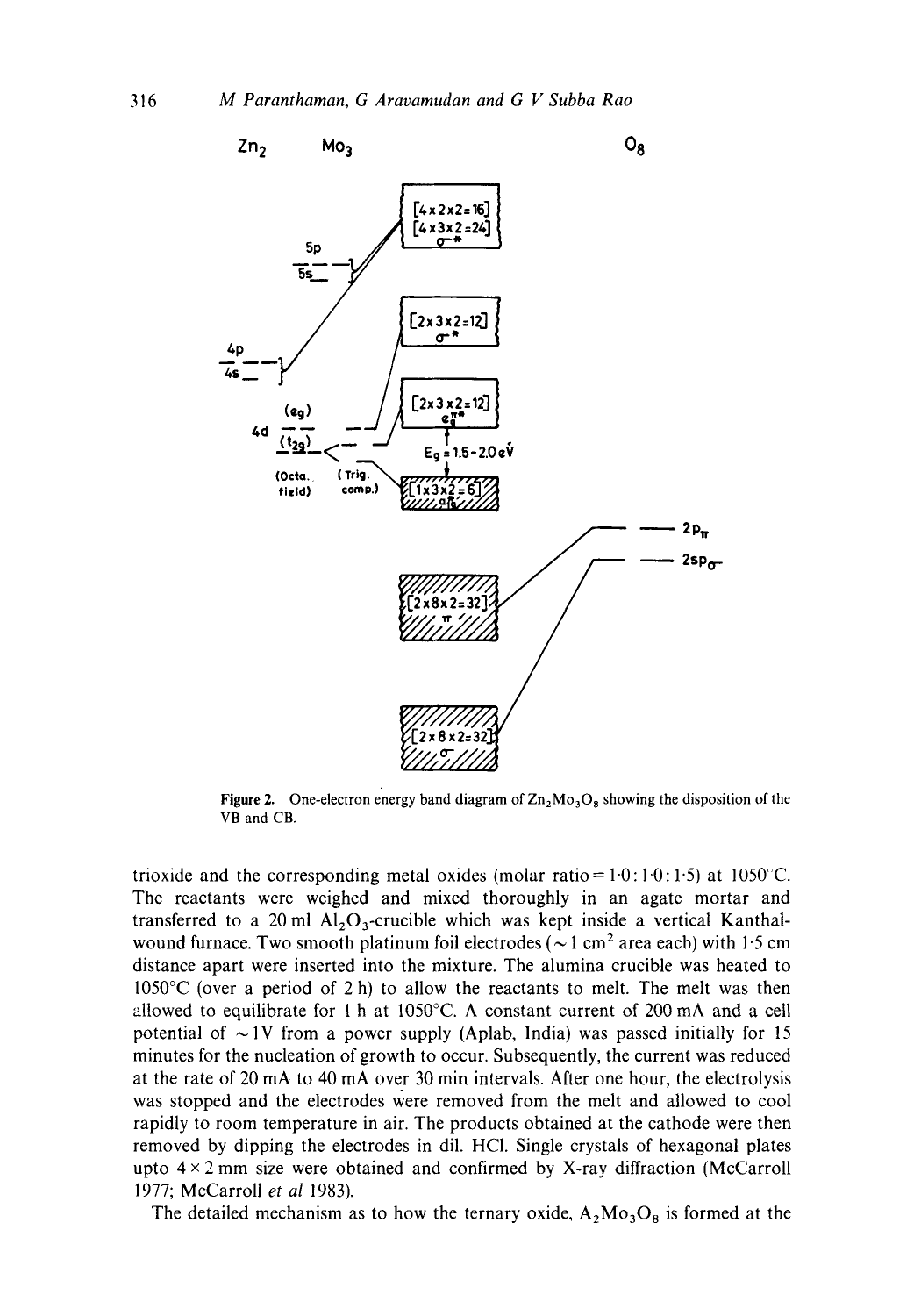Figure 2. One-electron energy band diagram of $Zn_2Mo_3O_8$ showing the disposition of the VB and CB.

trioxide and the corresponding metal oxides (molar ratio = 1·0 : 1·0 : 1·5) at 1050°C. The reactants were weighed and mixed thoroughly in an agate mortar and transferred to a 20 ml $Al_2O_3$-crucible which was kept inside a vertical Kanthal-wound furnace. Two smooth platinum foil electrodes ($\sim 1\ cm^2$ area each) with 1·5 cm distance apart were inserted into the mixture. The alumina crucible was heated to 1050°C (over a period of 2 h) to allow the reactants to melt. The melt was then allowed to equilibrate for 1 h at 1050°C. A constant current of 200 mA and a cell potential of $\sim 1$V from a power supply (Aplab, India) was passed initially for 15 minutes for the nucleation of growth to occur. Subsequently, the current was reduced at the rate of 20 mA to 40 mA over 30 min intervals. After one hour, the electrolysis was stopped and the electrodes were removed from the melt and allowed to cool rapidly to room temperature in air. The products obtained at the cathode were then removed by dipping the electrodes in dil. HCl. Single crystals of hexagonal plates upto $4 \times 2$ mm size were obtained and confirmed by X-ray diffraction (McCarroll 1977; McCarroll *et al* 1983).

The detailed mechanism as to how the ternary oxide, $A_2Mo_3O_8$ is formed at the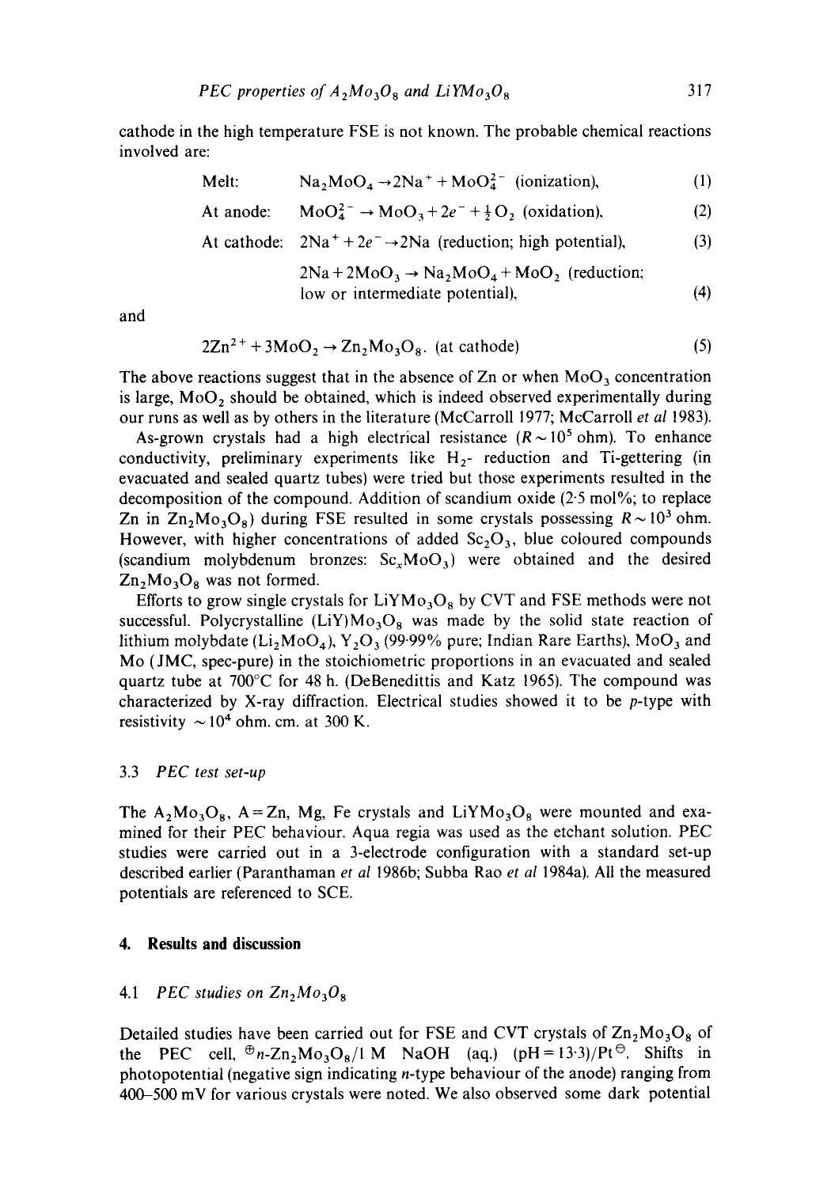cathode in the high temperature FSE is not known. The probable chemical reactions involved are:

$$\text{Melt:} \quad Na_2MoO_4 \rightarrow 2Na^+ + MoO_4^{2-} \text{ (ionization)}, \tag{1}$$

$$\text{At anode:} \quad MoO_4^{2-} \rightarrow MoO_3 + 2e^- + \tfrac{1}{2}O_2 \text{ (oxidation)}, \tag{2}$$

$$\text{At cathode:} \quad 2Na^+ + 2e^- \rightarrow 2Na \text{ (reduction; high potential)}, \tag{3}$$

$$2Na + 2MoO_3 \rightarrow Na_2MoO_4 + MoO_2 \text{ (reduction; low or intermediate potential)}, \tag{4}$$

and

$$2Zn^{2+} + 3MoO_2 \rightarrow Zn_2Mo_3O_8. \text{ (at cathode)} \tag{5}$$

The above reactions suggest that in the absence of Zn or when $MoO_3$ concentration is large, $MoO_2$ should be obtained, which is indeed observed experimentally during our runs as well as by others in the literature (McCarroll 1977; McCarroll *et al* 1983).

As-grown crystals had a high electrical resistance ($R \sim 10^5$ ohm). To enhance conductivity, preliminary experiments like $H_2$- reduction and Ti-gettering (in evacuated and sealed quartz tubes) were tried but those experiments resulted in the decomposition of the compound. Addition of scandium oxide (2·5 mol%; to replace Zn in $Zn_2Mo_3O_8$) during FSE resulted in some crystals possessing $R \sim 10^3$ ohm. However, with higher concentrations of added $Sc_2O_3$, blue coloured compounds (scandium molybdenum bronzes: $Sc_xMoO_3$) were obtained and the desired $Zn_2Mo_3O_8$ was not formed.

Efforts to grow single crystals for $LiYMo_3O_8$ by CVT and FSE methods were not successful. Polycrystalline $(LiY)Mo_3O_8$ was made by the solid state reaction of lithium molybdate ($Li_2MoO_4$), $Y_2O_3$ (99·99% pure; Indian Rare Earths), $MoO_3$ and Mo (JMC, spec-pure) in the stoichiometric proportions in an evacuated and sealed quartz tube at 700°C for 48 h. (DeBenedittis and Katz 1965). The compound was characterized by X-ray diffraction. Electrical studies showed it to be *p*-type with resistivity $\sim 10^4$ ohm. cm. at 300 K.

### 3.3 *PEC test set-up*

The $A_2Mo_3O_8$, A = Zn, Mg, Fe crystals and $LiYMo_3O_8$ were mounted and examined for their PEC behaviour. Aqua regia was used as the etchant solution. PEC studies were carried out in a 3-electrode configuration with a standard set-up described earlier (Paranthaman *et al* 1986b; Subba Rao *et al* 1984a). All the measured potentials are referenced to SCE.

## 4. Results and discussion

### 4.1 *PEC studies on $Zn_2Mo_3O_8$*

Detailed studies have been carried out for FSE and CVT crystals of $Zn_2Mo_3O_8$ of the PEC cell, $^{\oplus}n$-$Zn_2Mo_3O_8$/1 M NaOH (aq.) (pH = 13·3)/Pt$^{\ominus}$. Shifts in photopotential (negative sign indicating *n*-type behaviour of the anode) ranging from 400–500 mV for various crystals were noted. We also observed some dark potential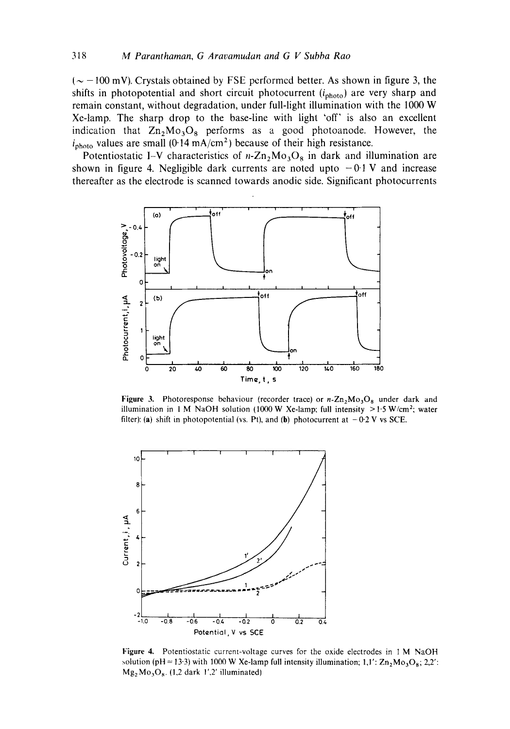(~ −100 mV). Crystals obtained by FSE performed better. As shown in figure 3, the shifts in photopotential and short circuit photocurrent ($i_{photo}$) are very sharp and remain constant, without degradation, under full-light illumination with the 1000 W Xe-lamp. The sharp drop to the base-line with light 'off' is also an excellent indication that $Zn_2Mo_3O_8$ performs as a good photoanode. However, the $i_{photo}$ values are small (0·14 mA/cm²) because of their high resistance.

Potentiostatic I–V characteristics of $n$-$Zn_2Mo_3O_8$ in dark and illumination are shown in figure 4. Negligible dark currents are noted upto −0·1 V and increase thereafter as the electrode is scanned towards anodic side. Significant photocurrents

**Figure 3.** Photoresponse behaviour (recorder trace) or $n$-$Zn_2Mo_3O_8$ under dark and illumination in 1 M NaOH solution (1000 W Xe-lamp; full intensity > 1·5 W/cm²; water filter): (**a**) shift in photopotential (vs. Pt), and (**b**) photocurrent at −0·2 V vs SCE.

**Figure 4.** Potentiostatic current-voltage curves for the oxide electrodes in 1 M NaOH solution (pH = 13·3) with 1000 W Xe-lamp full intensity illumination; 1,1': $Zn_2Mo_3O_8$; 2,2': $Mg_2Mo_3O_8$. (1,2 dark 1',2' illuminated)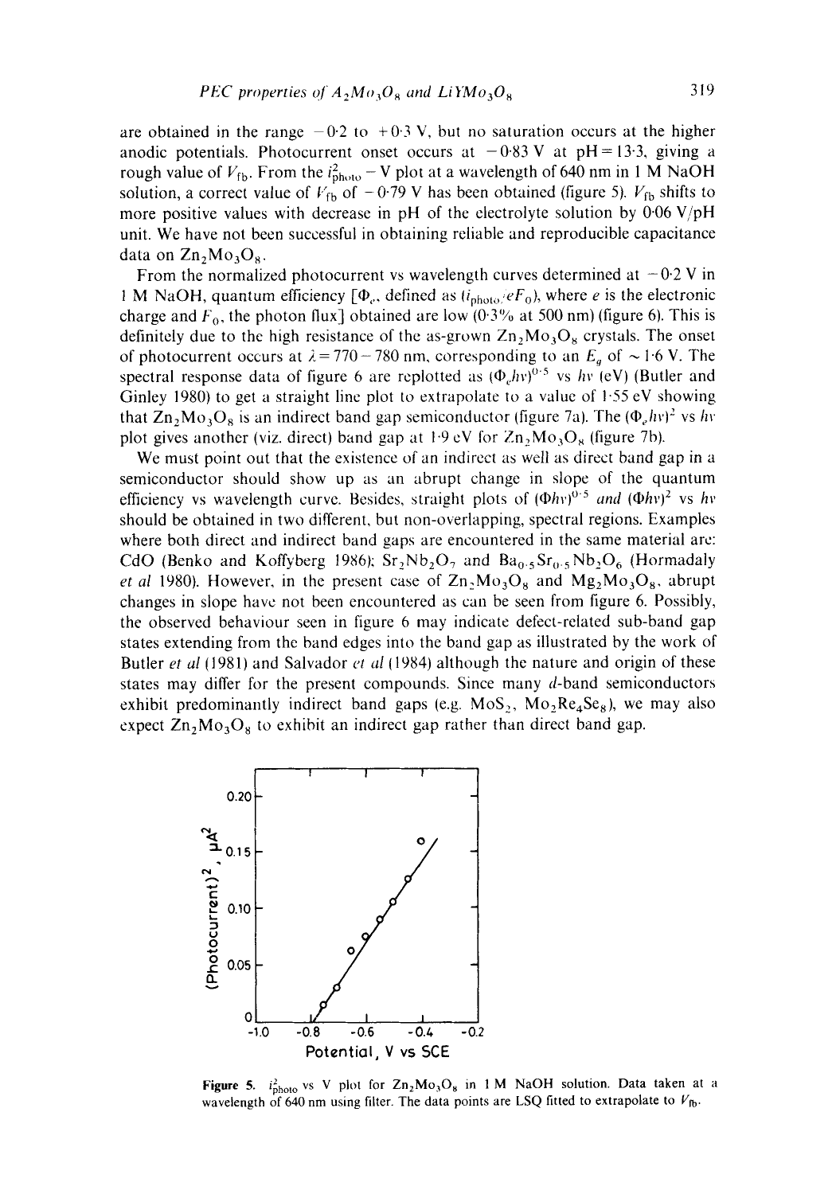are obtained in the range $-0.2$ to $+0.3$ V, but no saturation occurs at the higher anodic potentials. Photocurrent onset occurs at $-0.83$ V at pH = 13.3, giving a rough value of $V_{fb}$. From the $i^2_{photo} - V$ plot at a wavelength of 640 nm in 1 M NaOH solution, a correct value of $V_{fb}$ of $-0.79$ V has been obtained (figure 5). $V_{fb}$ shifts to more positive values with decrease in pH of the electrolyte solution by 0.06 V/pH unit. We have not been successful in obtaining reliable and reproducible capacitance data on $Zn_2Mo_3O_8$.

From the normalized photocurrent vs wavelength curves determined at $-0.2$ V in 1 M NaOH, quantum efficiency [$\Phi_e$, defined as ($i_{photo}/eF_0$), where $e$ is the electronic charge and $F_0$, the photon flux] obtained are low (0.3% at 500 nm) (figure 6). This is definitely due to the high resistance of the as-grown $Zn_2Mo_3O_8$ crystals. The onset of photocurrent occurs at $\lambda = 770-780$ nm, corresponding to an $E_g$ of $\sim 1.6$ V. The spectral response data of figure 6 are replotted as $(\Phi_e h\nu)^{0.5}$ vs $h\nu$ (eV) (Butler and Ginley 1980) to get a straight line plot to extrapolate to a value of 1.55 eV showing that $Zn_2Mo_3O_8$ is an indirect band gap semiconductor (figure 7a). The $(\Phi_e h\nu)^2$ vs $h\nu$ plot gives another (viz. direct) band gap at 1.9 eV for $Zn_2Mo_3O_8$ (figure 7b).

We must point out that the existence of an indirect as well as direct band gap in a semiconductor should show up as an abrupt change in slope of the quantum efficiency vs wavelength curve. Besides, straight plots of $(\Phi h\nu)^{0.5}$ *and* $(\Phi h\nu)^2$ vs $h\nu$ should be obtained in two different, but non-overlapping, spectral regions. Examples where both direct and indirect band gaps are encountered in the same material are: CdO (Benko and Koffyberg 1986); $Sr_2Nb_2O_7$ and $Ba_{0.5}Sr_{0.5}Nb_2O_6$ (Hormadaly *et al* 1980). However, in the present case of $Zn_2Mo_3O_8$ and $Mg_2Mo_3O_8$, abrupt changes in slope have not been encountered as can be seen from figure 6. Possibly, the observed behaviour seen in figure 6 may indicate defect-related sub-band gap states extending from the band edges into the band gap as illustrated by the work of Butler *et al* (1981) and Salvador *et al* (1984) although the nature and origin of these states may differ for the present compounds. Since many $d$-band semiconductors exhibit predominantly indirect band gaps (e.g. $MoS_2$, $Mo_2Re_4Se_8$), we may also expect $Zn_2Mo_3O_8$ to exhibit an indirect gap rather than direct band gap.

**Figure 5.** $i^2_{photo}$ vs V plot for $Zn_2Mo_3O_8$ in 1 M NaOH solution. Data taken at a wavelength of 640 nm using filter. The data points are LSQ fitted to extrapolate to $V_{fb}$.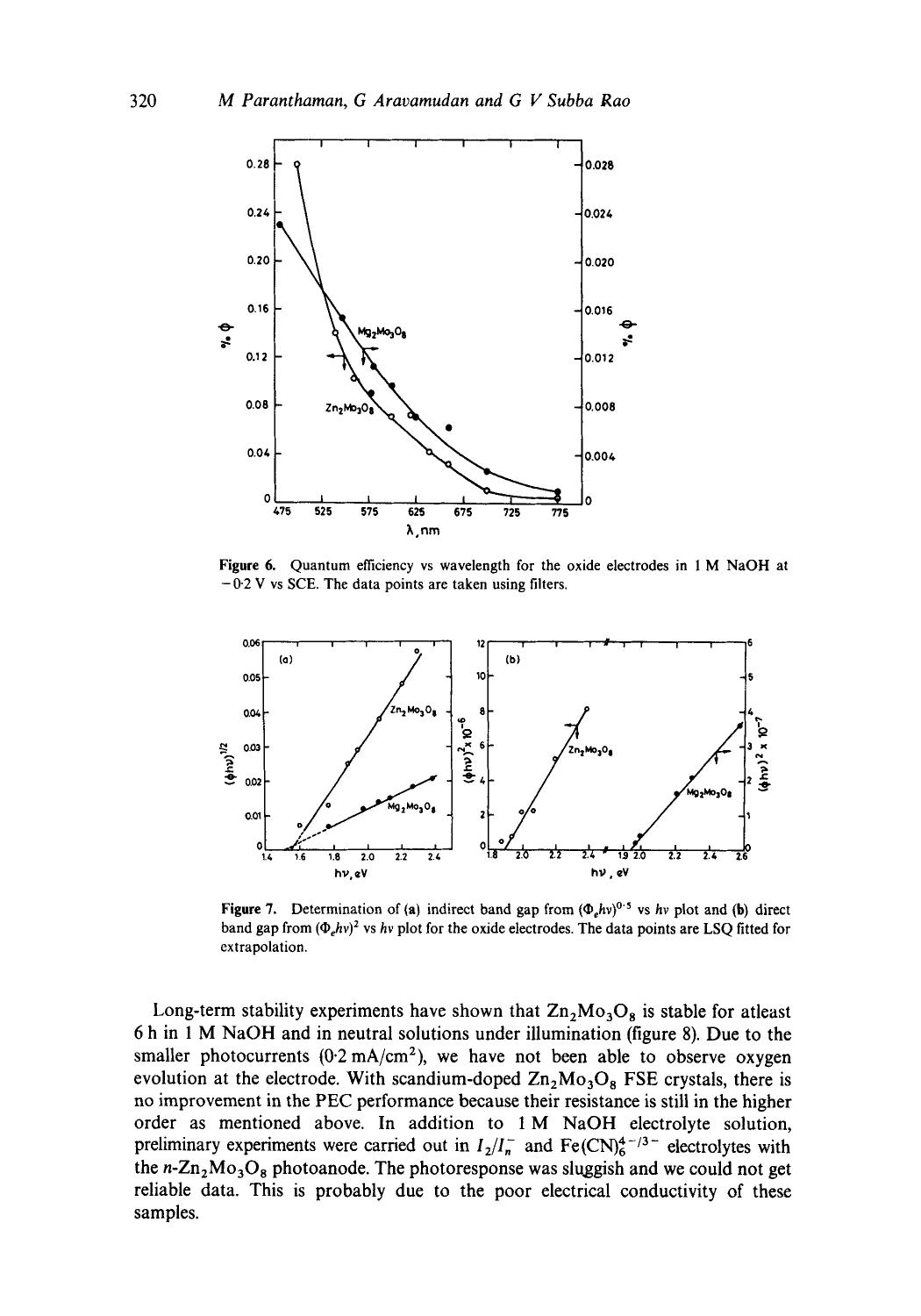Figure 6. Quantum efficiency vs wavelength for the oxide electrodes in 1 M NaOH at −0·2 V vs SCE. The data points are taken using filters.

Figure 7. Determination of (a) indirect band gap from $(\Phi_e h\nu)^{0.5}$ vs $h\nu$ plot and (b) direct band gap from $(\Phi_e h\nu)^2$ vs $h\nu$ plot for the oxide electrodes. The data points are LSQ fitted for extrapolation.

Long-term stability experiments have shown that $Zn_2Mo_3O_8$ is stable for atleast 6 h in 1 M NaOH and in neutral solutions under illumination (figure 8). Due to the smaller photocurrents (0·2 $mA/cm^2$), we have not been able to observe oxygen evolution at the electrode. With scandium-doped $Zn_2Mo_3O_8$ FSE crystals, there is no improvement in the PEC performance because their resistance is still in the higher order as mentioned above. In addition to 1 M NaOH electrolyte solution, preliminary experiments were carried out in $I_2/I_n^-$ and $Fe(CN)_6^{4-/3-}$ electrolytes with the $n$-$Zn_2Mo_3O_8$ photoanode. The photoresponse was sluggish and we could not get reliable data. This is probably due to the poor electrical conductivity of these samples.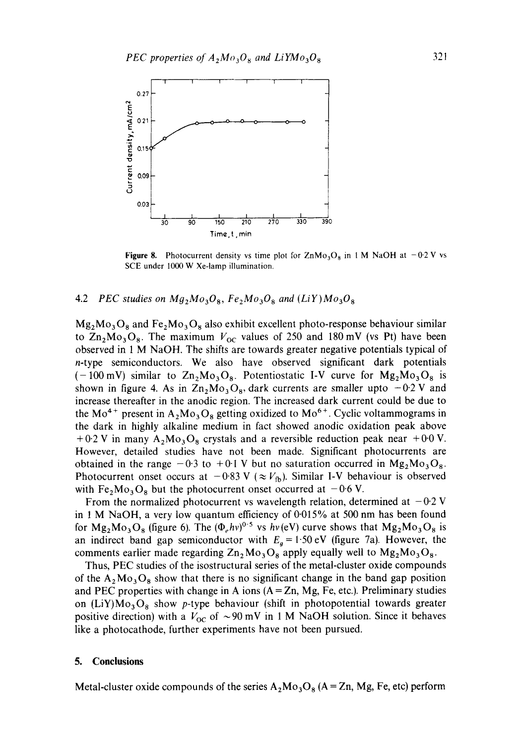Figure 8. Photocurrent density vs time plot for $ZnMo_3O_8$ in 1 M NaOH at $-0.2$ V vs SCE under 1000 W Xe-lamp illumination.

### 4.2 PEC studies on $Mg_2Mo_3O_8$, $Fe_2Mo_3O_8$ and $(LiY)Mo_3O_8$

$Mg_2Mo_3O_8$ and $Fe_2Mo_3O_8$ also exhibit excellent photo-response behaviour similar to $Zn_2Mo_3O_8$. The maximum $V_{OC}$ values of 250 and 180 mV (vs Pt) have been observed in 1 M NaOH. The shifts are towards greater negative potentials typical of *n*-type semiconductors. We also have observed significant dark potentials ($-100$ mV) similar to $Zn_2Mo_3O_8$. Potentiostatic I-V curve for $Mg_2Mo_3O_8$ is shown in figure 4. As in $Zn_2Mo_3O_8$, dark currents are smaller upto $-0.2$ V and increase thereafter in the anodic region. The increased dark current could be due to the $Mo^{4+}$ present in $A_2Mo_3O_8$ getting oxidized to $Mo^{6+}$. Cyclic voltammograms in the dark in highly alkaline medium in fact showed anodic oxidation peak above $+0.2$ V in many $A_2Mo_3O_8$ crystals and a reversible reduction peak near $+0.0$ V. However, detailed studies have not been made. Significant photocurrents are obtained in the range $-0.3$ to $+0.1$ V but no saturation occurred in $Mg_2Mo_3O_8$. Photocurrent onset occurs at $-0.83$ V ($\approx V_{fb}$). Similar I-V behaviour is observed with $Fe_2Mo_3O_8$ but the photocurrent onset occurred at $-0.6$ V.

From the normalized photocurrent vs wavelength relation, determined at $-0.2$ V in 1 M NaOH, a very low quantum efficiency of 0.015% at 500 nm has been found for $Mg_2Mo_3O_8$ (figure 6). The $(\Phi_e h\nu)^{0.5}$ vs $h\nu$(eV) curve shows that $Mg_2Mo_3O_8$ is an indirect band gap semiconductor with $E_g = 1.50$ eV (figure 7a). However, the comments earlier made regarding $Zn_2Mo_3O_8$ apply equally well to $Mg_2Mo_3O_8$.

Thus, PEC studies of the isostructural series of the metal-cluster oxide compounds of the $A_2Mo_3O_8$ show that there is no significant change in the band gap position and PEC properties with change in A ions (A = Zn, Mg, Fe, etc.). Preliminary studies on $(LiY)Mo_3O_8$ show *p*-type behaviour (shift in photopotential towards greater positive direction) with a $V_{OC}$ of $\sim 90$ mV in 1 M NaOH solution. Since it behaves like a photocathode, further experiments have not been pursued.

## 5. Conclusions

Metal-cluster oxide compounds of the series $A_2Mo_3O_8$ (A = Zn, Mg, Fe, etc) perform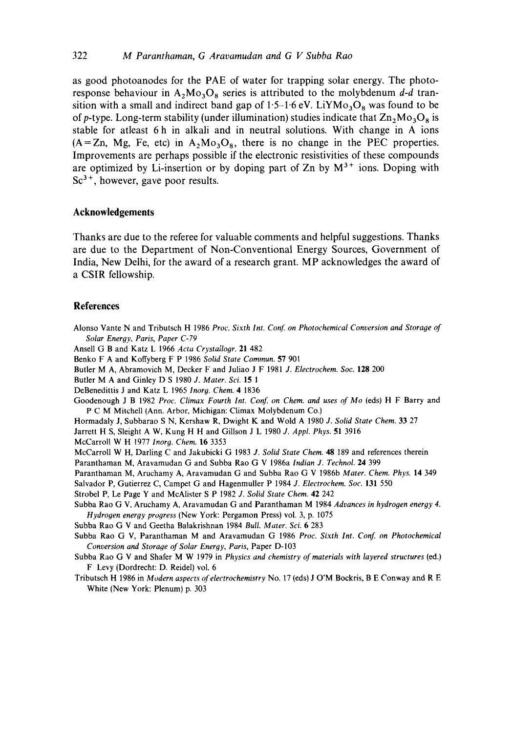as good photoanodes for the PAE of water for trapping solar energy. The photoresponse behaviour in $A_2Mo_3O_8$ series is attributed to the molybdenum *d-d* transition with a small and indirect band gap of 1·5–1·6 eV. $LiYMo_3O_8$ was found to be of *p*-type. Long-term stability (under illumination) studies indicate that $Zn_2Mo_3O_8$ is stable for atleast 6 h in alkali and in neutral solutions. With change in A ions (A = Zn, Mg, Fe, etc) in $A_2Mo_3O_8$, there is no change in the PEC properties. Improvements are perhaps possible if the electronic resistivities of these compounds are optimized by Li-insertion or by doping part of Zn by $M^{3+}$ ions. Doping with $Sc^{3+}$, however, gave poor results.

## Acknowledgements

Thanks are due to the referee for valuable comments and helpful suggestions. Thanks are due to the Department of Non-Conventional Energy Sources, Government of India, New Delhi, for the award of a research grant. MP acknowledges the award of a CSIR fellowship.

## References

Alonso Vante N and Tributsch H 1986 *Proc. Sixth Int. Conf. on Photochemical Conversion and Storage of Solar Energy, Paris, Paper C-79*

Ansell G B and Katz L 1966 *Acta Crystallogr.* **21** 482

Benko F A and Koffyberg F P 1986 *Solid State Commun.* **57** 901

Butler M A, Abramovich M, Decker F and Juliao J F 1981 *J. Electrochem. Soc.* **128** 200

Butler M A and Ginley D S 1980 *J. Mater. Sci.* **15** 1

DeBenedittis J and Katz L 1965 *Inorg. Chem.* **4** 1836

Goodenough J B 1982 *Proc. Climax Fourth Int. Conf. on Chem. and uses of Mo* (eds) H F Barry and P C M Mitchell (Ann. Arbor, Michigan: Climax Molybdenum Co.)

Hormadaly J, Subbarao S N, Kershaw R, Dwight K and Wold A 1980 *J. Solid State Chem.* **33** 27

Jarrett H S, Sleight A W, Kung H H and Gillson J L 1980 *J. Appl. Phys.* **51** 3916

McCarroll W H 1977 *Inorg. Chem.* **16** 3353

McCarroll W H, Darling C and Jakubicki G 1983 *J. Solid State Chem.* **48** 189 and references therein

Paranthaman M, Aravamudan G and Subba Rao G V 1986a *Indian J. Technol.* **24** 399

Paranthaman M, Aruchamy A, Aravamudan G and Subba Rao G V 1986b *Mater. Chem. Phys.* **14** 349

Salvador P, Gutierrez C, Campet G and Hagenmuller P 1984 *J. Electrochem. Soc.* **131** 550

Strobel P, Le Page Y and McAlister S P 1982 *J. Solid State Chem.* **42** 242

Subba Rao G V, Aruchamy A, Aravamudan G and Paranthaman M 1984 *Advances in hydrogen energy 4. Hydrogen energy progress* (New York: Pergamon Press) vol. 3, p. 1075

Subba Rao G V and Geetha Balakrishnan 1984 *Bull. Mater. Sci.* **6** 283

Subba Rao G V, Paranthaman M and Aravamudan G 1986 *Proc. Sixth Int. Conf. on Photochemical Conversion and Storage of Solar Energy, Paris,* Paper D-103

Subba Rao G V and Shafer M W 1979 in *Physics and chemistry of materials with layered structures* (ed.) F Levy (Dordrecht: D. Reidel) vol. 6

Tributsch H 1986 in *Modern aspects of electrochemistry* No. 17 (eds) J O'M Bockris, B E Conway and R E White (New York: Plenum) p. 303